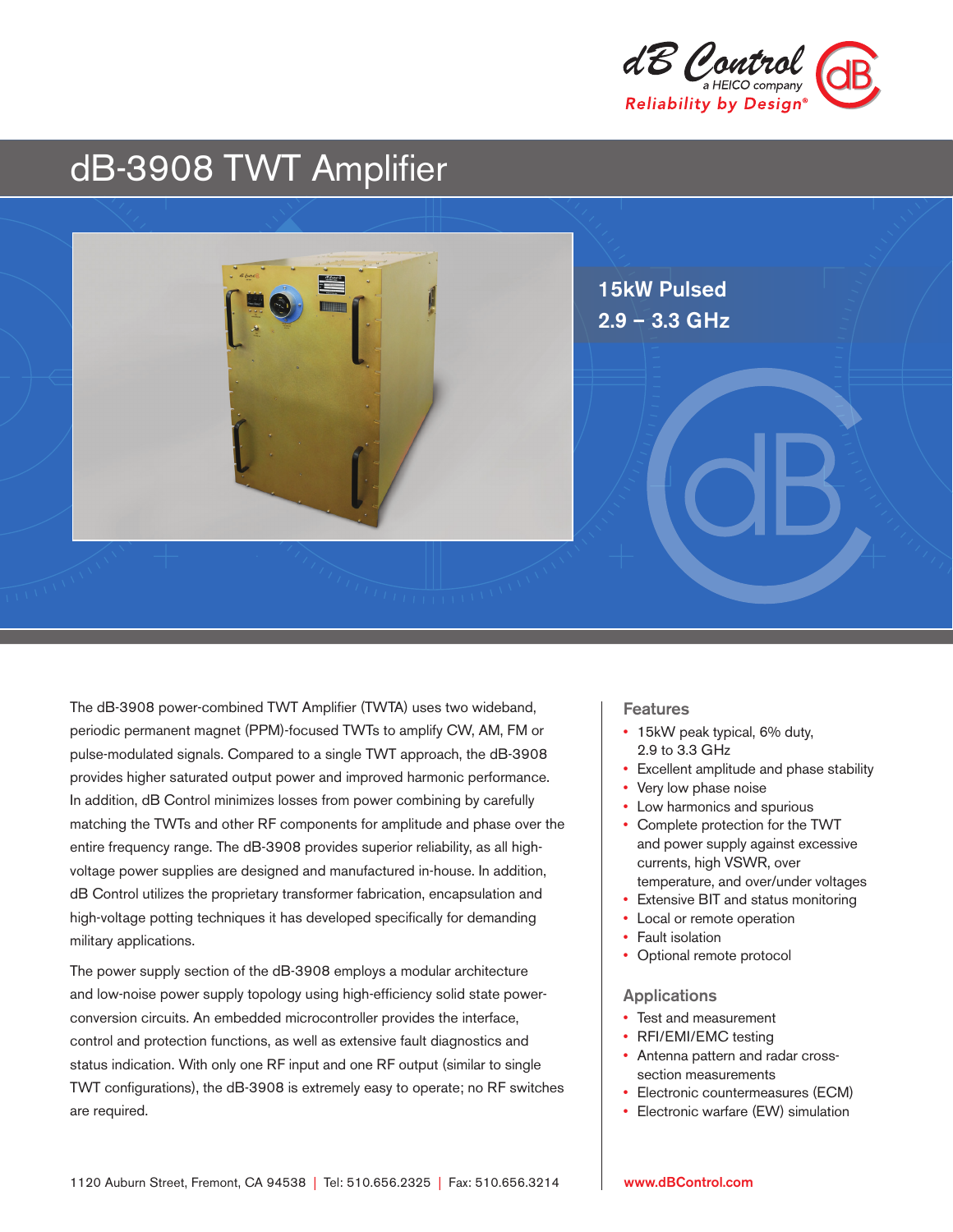dB Control
a HEICO company
Reliability by Design®

# dB-3908 TWT Amplifier

**15kW Pulsed**
**2.9 – 3.3 GHz**

The dB-3908 power-combined TWT Amplifier (TWTA) uses two wideband, periodic permanent magnet (PPM)-focused TWTs to amplify CW, AM, FM or pulse-modulated signals. Compared to a single TWT approach, the dB-3908 provides higher saturated output power and improved harmonic performance. In addition, dB Control minimizes losses from power combining by carefully matching the TWTs and other RF components for amplitude and phase over the entire frequency range. The dB-3908 provides superior reliability, as all high-voltage power supplies are designed and manufactured in-house. In addition, dB Control utilizes the proprietary transformer fabrication, encapsulation and high-voltage potting techniques it has developed specifically for demanding military applications.

The power supply section of the dB-3908 employs a modular architecture and low-noise power supply topology using high-efficiency solid state power-conversion circuits. An embedded microcontroller provides the interface, control and protection functions, as well as extensive fault diagnostics and status indication. With only one RF input and one RF output (similar to single TWT configurations), the dB-3908 is extremely easy to operate; no RF switches are required.

## Features

- 15kW peak typical, 6% duty, 2.9 to 3.3 GHz
- Excellent amplitude and phase stability
- Very low phase noise
- Low harmonics and spurious
- Complete protection for the TWT and power supply against excessive currents, high VSWR, over temperature, and over/under voltages
- Extensive BIT and status monitoring
- Local or remote operation
- Fault isolation
- Optional remote protocol

## Applications

- Test and measurement
- RFI/EMI/EMC testing
- Antenna pattern and radar cross-section measurements
- Electronic countermeasures (ECM)
- Electronic warfare (EW) simulation

1120 Auburn Street, Fremont, CA 94538 | Tel: 510.656.2325 | Fax: 510.656.3214

www.dBControl.com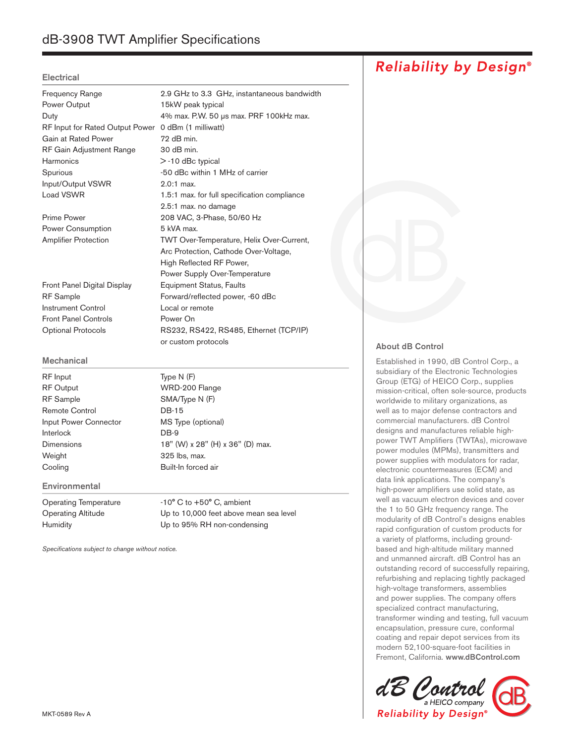# dB-3908 TWT Amplifier Specifications

## Electrical

| | |
|---|---|
| Frequency Range | 2.9 GHz to 3.3 GHz, instantaneous bandwidth |
| Power Output | 15kW peak typical |
| Duty | 4% max. P.W. 50 µs max. PRF 100kHz max. |
| RF Input for Rated Output Power | 0 dBm (1 milliwatt) |
| Gain at Rated Power | 72 dB min. |
| RF Gain Adjustment Range | 30 dB min. |
| Harmonics | > -10 dBc typical |
| Spurious | -50 dBc within 1 MHz of carrier |
| Input/Output VSWR | 2.0:1 max. |
| Load VSWR | 1.5:1 max. for full specification compliance<br>2.5:1 max. no damage |
| Prime Power | 208 VAC, 3-Phase, 50/60 Hz |
| Power Consumption | 5 kVA max. |
| Amplifier Protection | TWT Over-Temperature, Helix Over-Current, Arc Protection, Cathode Over-Voltage, High Reflected RF Power, Power Supply Over-Temperature |
| Front Panel Digital Display | Equipment Status, Faults |
| RF Sample | Forward/reflected power, -60 dBc |
| Instrument Control | Local or remote |
| Front Panel Controls | Power On |
| Optional Protocols | RS232, RS422, RS485, Ethernet (TCP/IP) or custom protocols |

## Mechanical

| | |
|---|---|
| RF Input | Type N (F) |
| RF Output | WRD-200 Flange |
| RF Sample | SMA/Type N (F) |
| Remote Control | DB-15 |
| Input Power Connector | MS Type (optional) |
| Interlock | DB-9 |
| Dimensions | 18" (W) x 28" (H) x 36" (D) max. |
| Weight | 325 lbs, max. |
| Cooling | Built-In forced air |

## Environmental

| | |
|---|---|
| Operating Temperature | -10° C to +50° C, ambient |
| Operating Altitude | Up to 10,000 feet above mean sea level |
| Humidity | Up to 95% RH non-condensing |

*Specifications subject to change without notice.*

*Reliability by Design®*

### About dB Control

Established in 1990, dB Control Corp., a subsidiary of the Electronic Technologies Group (ETG) of HEICO Corp., supplies mission-critical, often sole-source, products worldwide to military organizations, as well as to major defense contractors and commercial manufacturers. dB Control designs and manufactures reliable high-power TWT Amplifiers (TWTAs), microwave power modules (MPMs), transmitters and power supplies with modulators for radar, electronic countermeasures (ECM) and data link applications. The company's high-power amplifiers use solid state, as well as vacuum electron devices and cover the 1 to 50 GHz frequency range. The modularity of dB Control's designs enables rapid configuration of custom products for a variety of platforms, including ground-based and high-altitude military manned and unmanned aircraft. dB Control has an outstanding record of successfully repairing, refurbishing and replacing tightly packaged high-voltage transformers, assemblies and power supplies. The company offers specialized contract manufacturing, transformer winding and testing, full vacuum encapsulation, pressure cure, conformal coating and repair depot services from its modern 52,100-square-foot facilities in Fremont, California. **www.dBControl.com**

dB Control
a HEICO company
*Reliability by Design®*

MKT-0589 Rev A